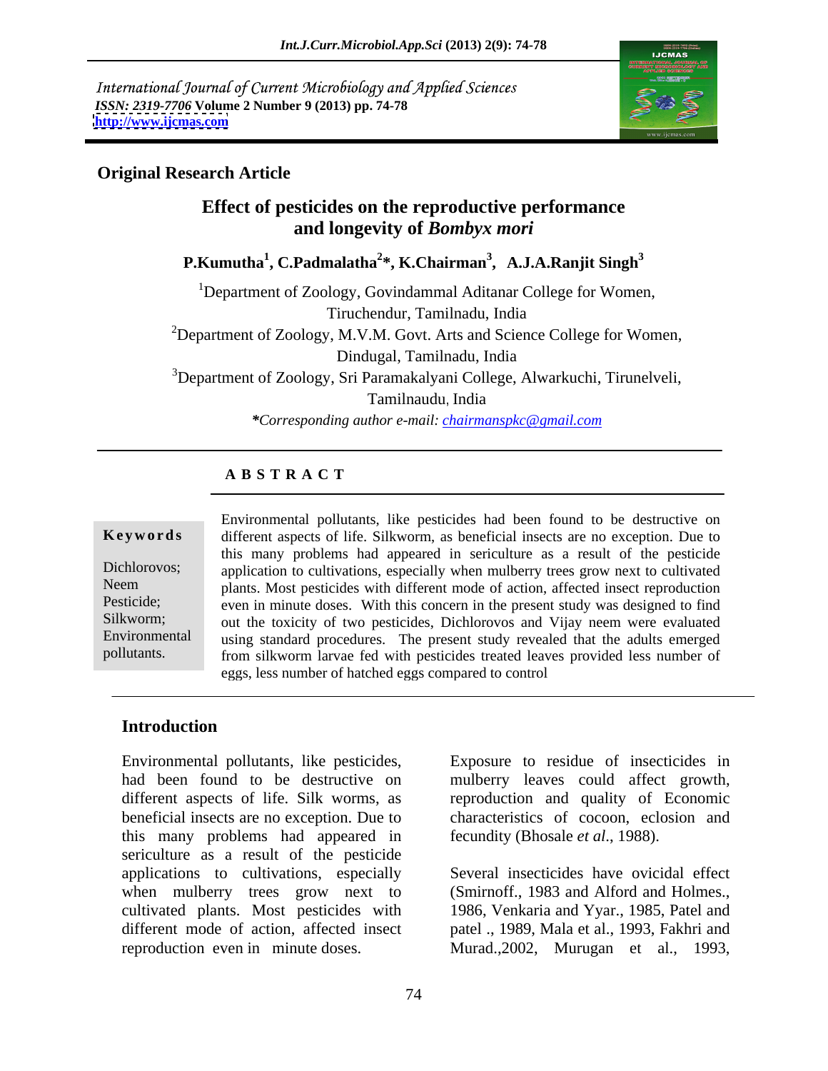International Journal of Current Microbiology and Applied Sciences
*ISSN: 2319-7706* **Volume 2 Number 9 (2013) pp. 74-78**
**http://www.ijcmas.com**

**Original Research Article**

# Effect of pesticides on the reproductive performance and longevity of *Bombyx mori*

**P.Kumutha[1], C.Padmalatha[2]*, K.Chairman[3], A.J.A.Ranjit Singh[3]**

[1]Department of Zoology, Govindammal Aditanar College for Women, Tiruchendur, Tamilnadu, India

[2]Department of Zoology, M.V.M. Govt. Arts and Science College for Women, Dindugal, Tamilnadu, India

[3]Department of Zoology, Sri Paramakalyani College, Alwarkuchi, Tirunelveli, Tamilnaudu, India

**Corresponding author e-mail: chairmanspkc@gmail.com*

## A B S T R A C T

**Keywords**

Dichlorovos; Neem Pesticide; Silkworm; Environmental pollutants.

Environmental pollutants, like pesticides had been found to be destructive on different aspects of life. Silkworm, as beneficial insects are no exception. Due to this many problems had appeared in sericulture as a result of the pesticide application to cultivations, especially when mulberry trees grow next to cultivated plants. Most pesticides with different mode of action, affected insect reproduction even in minute doses. With this concern in the present study was designed to find out the toxicity of two pesticides, Dichlorovos and Vijay neem were evaluated using standard procedures. The present study revealed that the adults emerged from silkworm larvae fed with pesticides treated leaves provided less number of eggs, less number of hatched eggs compared to control

## Introduction

Environmental pollutants, like pesticides, had been found to be destructive on different aspects of life. Silk worms, as beneficial insects are no exception. Due to this many problems had appeared in sericulture as a result of the pesticide applications to cultivations, especially when mulberry trees grow next to cultivated plants. Most pesticides with different mode of action, affected insect reproduction even in minute doses.

Exposure to residue of insecticides in mulberry leaves could affect growth, reproduction and quality of Economic characteristics of cocoon, eclosion and fecundity (Bhosale *et al*., 1988).

Several insecticides have ovicidal effect (Smirnoff., 1983 and Alford and Holmes., 1986, Venkaria and Yyar., 1985, Patel and patel ., 1989, Mala et al., 1993, Fakhri and Murad.,2002, Murugan et al., 1993,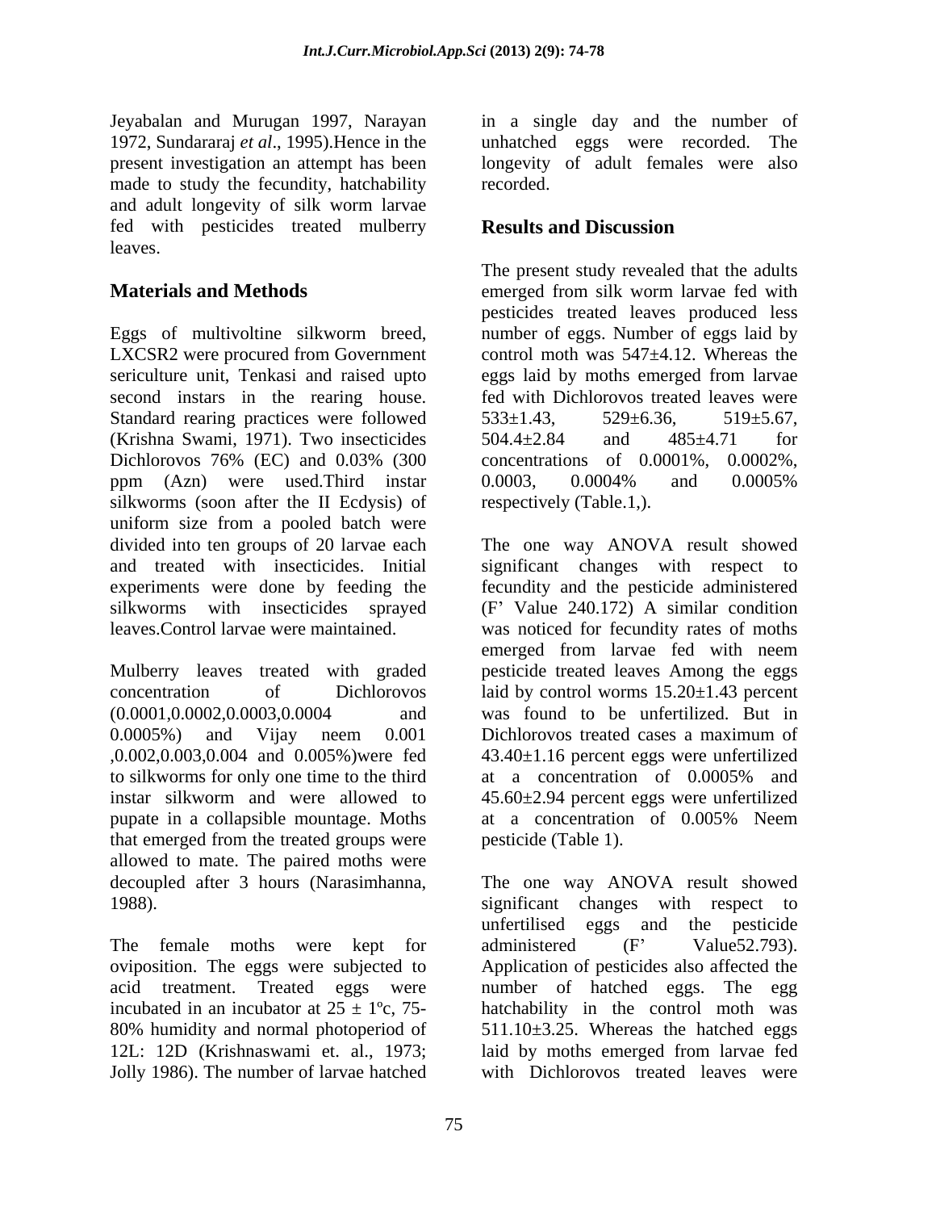Jeyabalan and Murugan 1997, Narayan 1972, Sundararaj *et al*., 1995).Hence in the present investigation an attempt has been made to study the fecundity, hatchability and adult longevity of silk worm larvae fed with pesticides treated mulberry leaves.

## Materials and Methods

Eggs of multivoltine silkworm breed, LXCSR2 were procured from Government sericulture unit, Tenkasi and raised upto second instars in the rearing house. Standard rearing practices were followed (Krishna Swami, 1971). Two insecticides Dichlorovos 76% (EC) and 0.03% (300 ppm (Azn) were used.Third instar silkworms (soon after the II Ecdysis) of uniform size from a pooled batch were divided into ten groups of 20 larvae each and treated with insecticides. Initial experiments were done by feeding the silkworms with insecticides sprayed leaves.Control larvae were maintained.

Mulberry leaves treated with graded concentration of Dichlorovos (0.0001,0.0002,0.0003,0.0004 and 0.0005%) and Vijay neem 0.001 ,0.002,0.003,0.004 and 0.005%)were fed to silkworms for only one time to the third instar silkworm and were allowed to pupate in a collapsible mountage. Moths that emerged from the treated groups were allowed to mate. The paired moths were decoupled after 3 hours (Narasimhanna, 1988).

The female moths were kept for oviposition. The eggs were subjected to acid treatment. Treated eggs were incubated in an incubator at 25 ± 1ºc, 75-80% humidity and normal photoperiod of 12L: 12D (Krishnaswami et. al., 1973; Jolly 1986). The number of larvae hatched in a single day and the number of unhatched eggs were recorded. The longevity of adult females were also recorded.

## Results and Discussion

The present study revealed that the adults emerged from silk worm larvae fed with pesticides treated leaves produced less number of eggs. Number of eggs laid by control moth was 547±4.12. Whereas the eggs laid by moths emerged from larvae fed with Dichlorovos treated leaves were 533±1.43, 529±6.36, 519±5.67, 504.4±2.84 and 485±4.71 for concentrations of 0.0001%, 0.0002%, 0.0003, 0.0004% and 0.0005% respectively (Table.1,).

The one way ANOVA result showed significant changes with respect to fecundity and the pesticide administered (F' Value 240.172) A similar condition was noticed for fecundity rates of moths emerged from larvae fed with neem pesticide treated leaves Among the eggs laid by control worms 15.20±1.43 percent was found to be unfertilized. But in Dichlorovos treated cases a maximum of 43.40±1.16 percent eggs were unfertilized at a concentration of 0.0005% and 45.60±2.94 percent eggs were unfertilized at a concentration of 0.005% Neem pesticide (Table 1).

The one way ANOVA result showed significant changes with respect to unfertilised eggs and the pesticide administered (F' Value52.793). Application of pesticides also affected the number of hatched eggs. The egg hatchability in the control moth was 511.10±3.25. Whereas the hatched eggs laid by moths emerged from larvae fed with Dichlorovos treated leaves were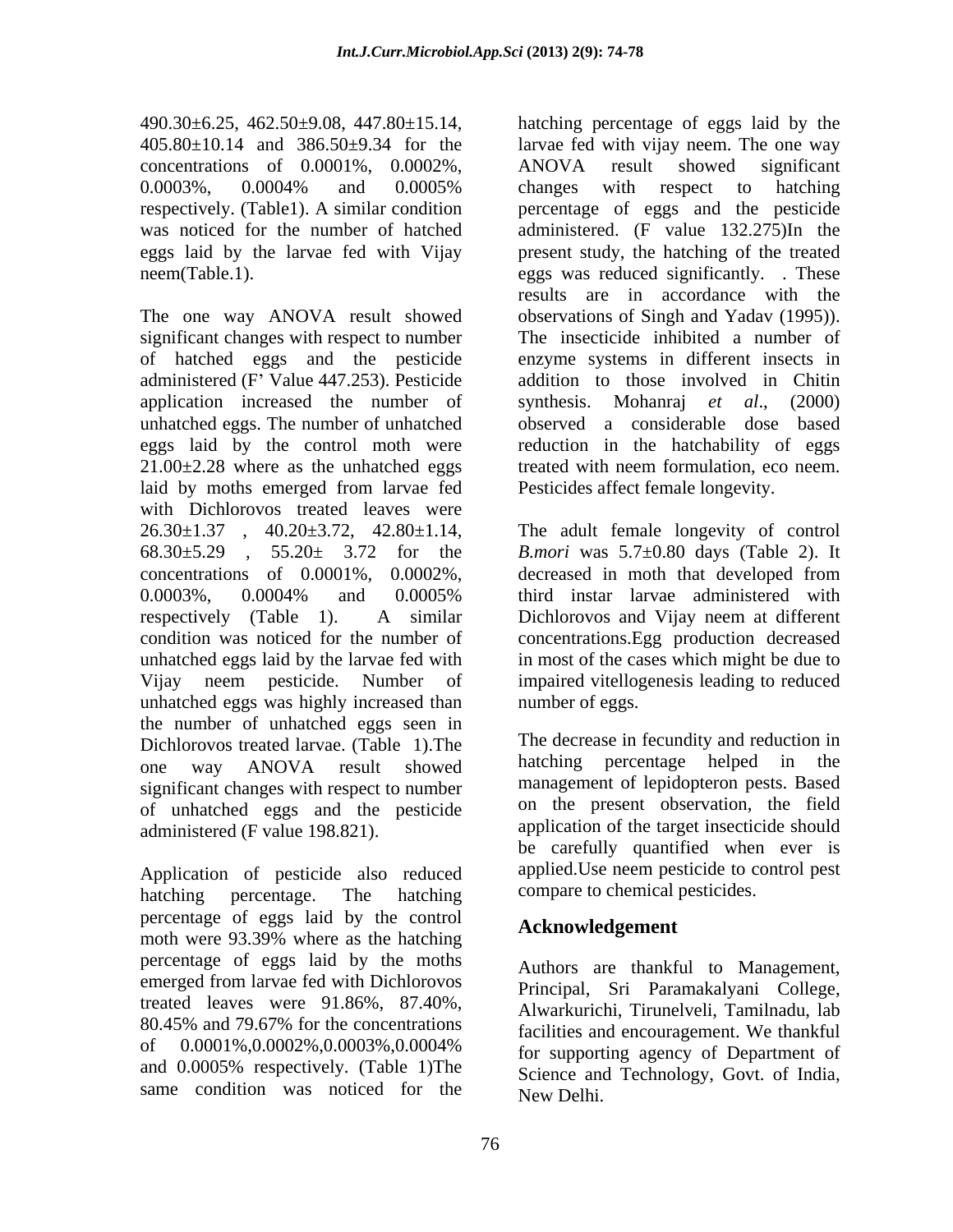490.30±6.25, 462.50±9.08, 447.80±15.14, 405.80±10.14 and 386.50±9.34 for the concentrations of 0.0001%, 0.0002%, 0.0003%, 0.0004% and 0.0005% respectively. (Table1). A similar condition was noticed for the number of hatched eggs laid by the larvae fed with Vijay neem(Table.1).

The one way ANOVA result showed significant changes with respect to number of hatched eggs and the pesticide administered (F' Value 447.253). Pesticide application increased the number of unhatched eggs. The number of unhatched eggs laid by the control moth were 21.00±2.28 where as the unhatched eggs laid by moths emerged from larvae fed with Dichlorovos treated leaves were 26.30±1.37 , 40.20±3.72, 42.80±1.14, 68.30±5.29 , 55.20± 3.72 for the concentrations of 0.0001%, 0.0002%, 0.0003%, 0.0004% and 0.0005% respectively (Table 1). A similar condition was noticed for the number of unhatched eggs laid by the larvae fed with Vijay neem pesticide. Number of unhatched eggs was highly increased than the number of unhatched eggs seen in Dichlorovos treated larvae. (Table 1).The one way ANOVA result showed significant changes with respect to number of unhatched eggs and the pesticide administered (F value 198.821).

Application of pesticide also reduced hatching percentage. The hatching percentage of eggs laid by the control moth were 93.39% where as the hatching percentage of eggs laid by the moths emerged from larvae fed with Dichlorovos treated leaves were 91.86%, 87.40%, 80.45% and 79.67% for the concentrations of 0.0001%,0.0002%,0.0003%,0.0004% and 0.0005% respectively. (Table 1)The same condition was noticed for the hatching percentage of eggs laid by the larvae fed with vijay neem. The one way ANOVA result showed significant changes with respect to hatching percentage of eggs and the pesticide administered. (F value 132.275)In the present study, the hatching of the treated eggs was reduced significantly. . These results are in accordance with the observations of Singh and Yadav (1995)). The insecticide inhibited a number of enzyme systems in different insects in addition to those involved in Chitin synthesis. Mohanraj *et al*., (2000) observed a considerable dose based reduction in the hatchability of eggs treated with neem formulation, eco neem. Pesticides affect female longevity.

The adult female longevity of control *B.mori* was 5.7±0.80 days (Table 2). It decreased in moth that developed from third instar larvae administered with Dichlorovos and Vijay neem at different concentrations.Egg production decreased in most of the cases which might be due to impaired vitellogenesis leading to reduced number of eggs.

The decrease in fecundity and reduction in hatching percentage helped in the management of lepidopteron pests. Based on the present observation, the field application of the target insecticide should be carefully quantified when ever is applied.Use neem pesticide to control pest compare to chemical pesticides.

## Acknowledgement

Authors are thankful to Management, Principal, Sri Paramakalyani College, Alwarkurichi, Tirunelveli, Tamilnadu, lab facilities and encouragement. We thankful for supporting agency of Department of Science and Technology, Govt. of India, New Delhi.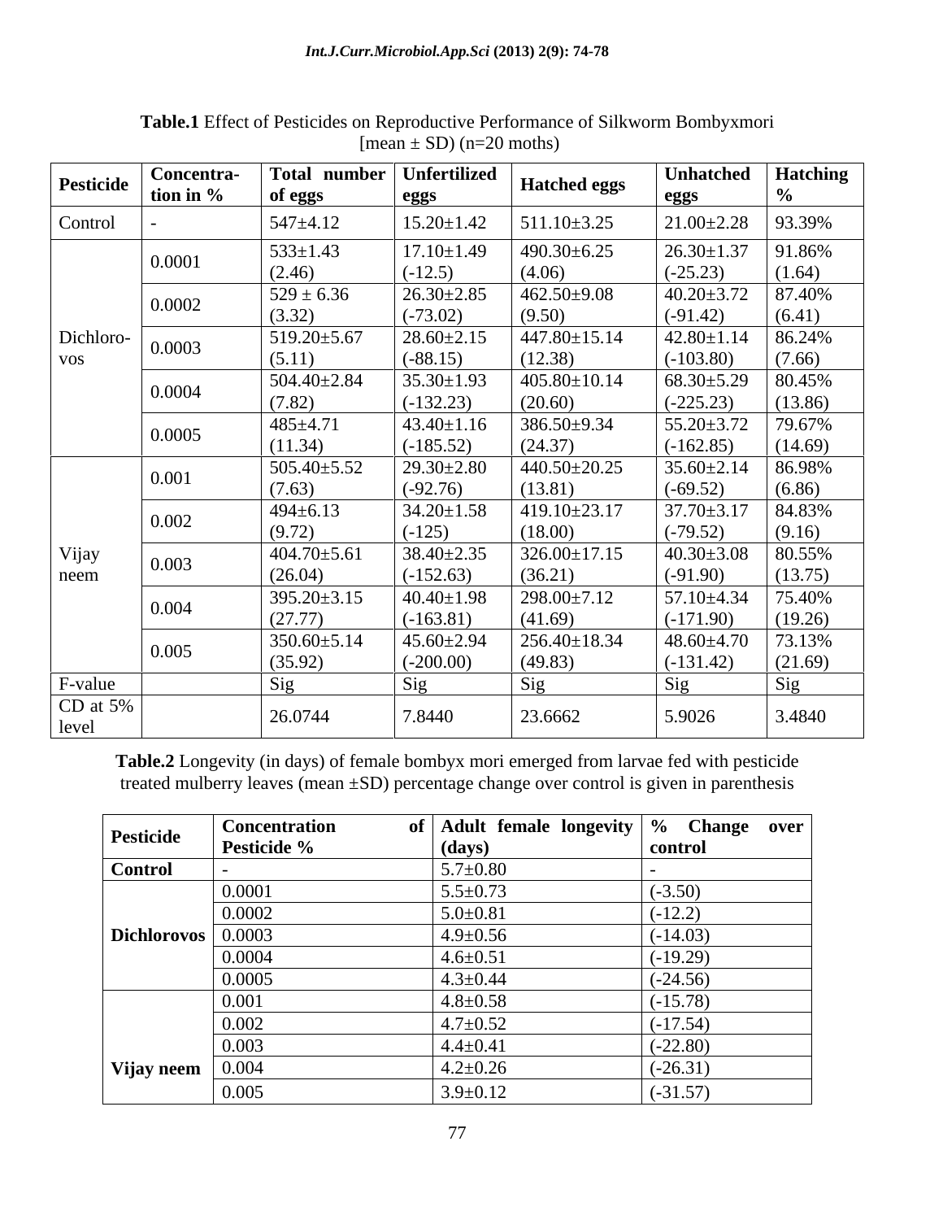**Table.1** Effect of Pesticides on Reproductive Performance of Silkworm Bombyxmori [mean ± SD) (n=20 moths)

| Pesticide | Concentration in % | Total number of eggs | Unfertilized eggs | Hatched eggs | Unhatched eggs | Hatching % |
|---|---|---|---|---|---|---|
| Control | - | 547±4.12 | 15.20±1.42 | 511.10±3.25 | 21.00±2.28 | 93.39% |
| Dichlorovos | 0.0001 | 533±1.43 (2.46) | 17.10±1.49 (-12.5) | 490.30±6.25 (4.06) | 26.30±1.37 (-25.23) | 91.86% (1.64) |
| | 0.0002 | 529 ± 6.36 (3.32) | 26.30±2.85 (-73.02) | 462.50±9.08 (9.50) | 40.20±3.72 (-91.42) | 87.40% (6.41) |
| | 0.0003 | 519.20±5.67 (5.11) | 28.60±2.15 (-88.15) | 447.80±15.14 (12.38) | 42.80±1.14 (-103.80) | 86.24% (7.66) |
| | 0.0004 | 504.40±2.84 (7.82) | 35.30±1.93 (-132.23) | 405.80±10.14 (20.60) | 68.30±5.29 (-225.23) | 80.45% (13.86) |
| | 0.0005 | 485±4.71 (11.34) | 43.40±1.16 (-185.52) | 386.50±9.34 (24.37) | 55.20±3.72 (-162.85) | 79.67% (14.69) |
| Vijay neem | 0.001 | 505.40±5.52 (7.63) | 29.30±2.80 (-92.76) | 440.50±20.25 (13.81) | 35.60±2.14 (-69.52) | 86.98% (6.86) |
| | 0.002 | 494±6.13 (9.72) | 34.20±1.58 (-125) | 419.10±23.17 (18.00) | 37.70±3.17 (-79.52) | 84.83% (9.16) |
| | 0.003 | 404.70±5.61 (26.04) | 38.40±2.35 (-152.63) | 326.00±17.15 (36.21) | 40.30±3.08 (-91.90) | 80.55% (13.75) |
| | 0.004 | 395.20±3.15 (27.77) | 40.40±1.98 (-163.81) | 298.00±7.12 (41.69) | 57.10±4.34 (-171.90) | 75.40% (19.26) |
| | 0.005 | 350.60±5.14 (35.92) | 45.60±2.94 (-200.00) | 256.40±18.34 (49.83) | 48.60±4.70 (-131.42) | 73.13% (21.69) |
| F-value | | Sig | Sig | Sig | Sig | Sig |
| CD at 5% level | | 26.0744 | 7.8440 | 23.6662 | 5.9026 | 3.4840 |

**Table.2** Longevity (in days) of female bombyx mori emerged from larvae fed with pesticide treated mulberry leaves (mean ±SD) percentage change over control is given in parenthesis

| Pesticide | Concentration of Pesticide % | Adult female longevity (days) | % Change over control |
|---|---|---|---|
| **Control** | - | 5.7±0.80 | - |
| **Dichlorovos** | 0.0001 | 5.5±0.73 | (-3.50) |
| | 0.0002 | 5.0±0.81 | (-12.2) |
| | 0.0003 | 4.9±0.56 | (-14.03) |
| | 0.0004 | 4.6±0.51 | (-19.29) |
| | 0.0005 | 4.3±0.44 | (-24.56) |
| **Vijay neem** | 0.001 | 4.8±0.58 | (-15.78) |
| | 0.002 | 4.7±0.52 | (-17.54) |
| | 0.003 | 4.4±0.41 | (-22.80) |
| | 0.004 | 4.2±0.26 | (-26.31) |
| | 0.005 | 3.9±0.12 | (-31.57) |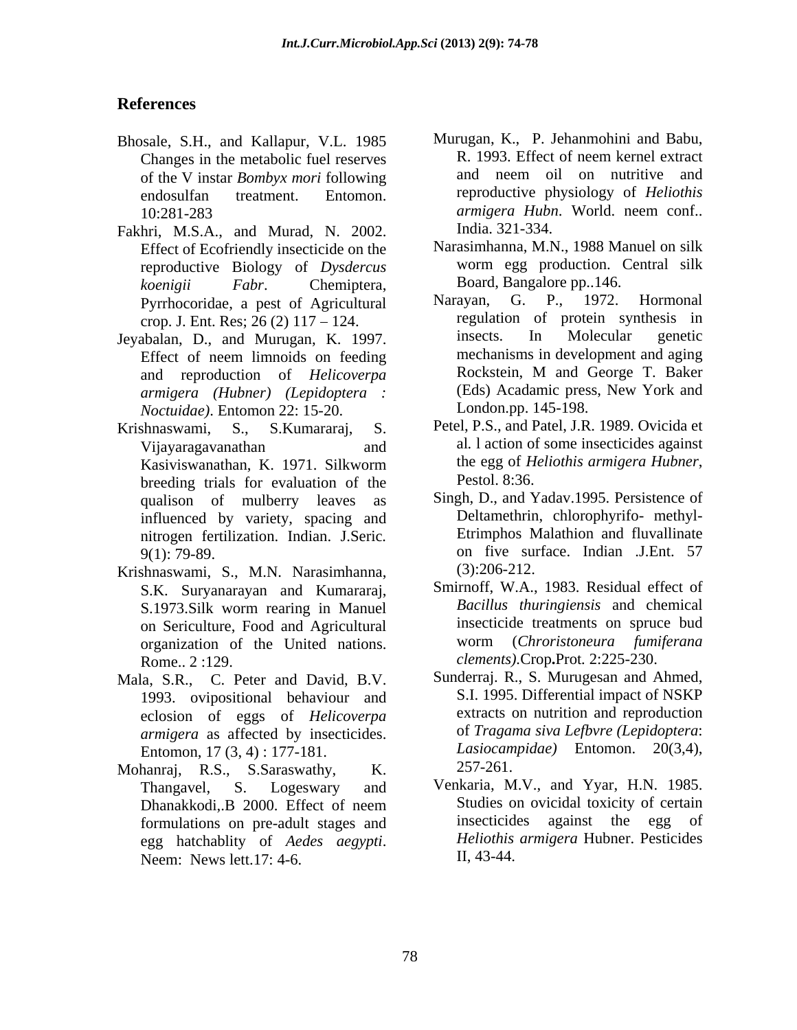## References

Bhosale, S.H., and Kallapur, V.L. 1985 Changes in the metabolic fuel reserves of the V instar *Bombyx mori* following endosulfan treatment. Entomon. 10:281-283

Fakhri, M.S.A., and Murad, N. 2002. Effect of Ecofriendly insecticide on the reproductive Biology of *Dysdercus koenigii Fabr*. Chemiptera, Pyrrhocoridae, a pest of Agricultural crop. J. Ent. Res; 26 (2) 117 – 124.

Jeyabalan, D., and Murugan, K. 1997. Effect of neem limnoids on feeding and reproduction of *Helicoverpa armigera (Hubner) (Lepidoptera : Noctuidae)*. Entomon 22: 15-20.

Krishnaswami, S., S.Kumararaj, S. Vijayaragavanathan and Kasiviswanathan, K. 1971. Silkworm breeding trials for evaluation of the qualison of mulberry leaves as influenced by variety, spacing and nitrogen fertilization. Indian. J.Seric. 9(1): 79-89.

Krishnaswami, S., M.N. Narasimhanna, S.K. Suryanarayan and Kumararaj, S.1973.Silk worm rearing in Manuel on Sericulture, Food and Agricultural organization of the United nations. Rome.. 2 :129.

Mala, S.R., C. Peter and David, B.V. 1993. ovipositional behaviour and eclosion of eggs of *Helicoverpa armigera* as affected by insecticides. Entomon, 17 (3, 4) : 177-181.

Mohanraj, R.S., S.Saraswathy, K. Thangavel, S. Logeswary and Dhanakkodi,.B 2000. Effect of neem formulations on pre-adult stages and egg hatchablity of *Aedes aegypti*. Neem: News lett.17: 4-6.

Murugan, K., P. Jehanmohini and Babu, R. 1993. Effect of neem kernel extract and neem oil on nutritive and reproductive physiology of *Heliothis armigera Hubn*. World. neem conf.. India. 321-334.

Narasimhanna, M.N., 1988 Manuel on silk worm egg production. Central silk Board, Bangalore pp..146.

Narayan, G. P., 1972. Hormonal regulation of protein synthesis in insects. In Molecular genetic mechanisms in development and aging Rockstein, M and George T. Baker (Eds) Acadamic press, New York and London.pp. 145-198.

Petel, P.S., and Patel, J.R. 1989. Ovicida et al. l action of some insecticides against the egg of *Heliothis armigera Hubner*, Pestol. 8:36.

Singh, D., and Yadav.1995. Persistence of Deltamethrin, chlorophyrifo- methyl- Etrimphos Malathion and fluvallinate on five surface. Indian .J.Ent. 57 (3):206-212.

Smirnoff, W.A., 1983. Residual effect of *Bacillus thuringiensis* and chemical insecticide treatments on spruce bud worm (*Chroristoneura fumiferana clements)*.Crop**.**Prot. 2:225-230.

Sunderraj. R., S. Murugesan and Ahmed, S.I. 1995. Differential impact of NSKP extracts on nutrition and reproduction of *Tragama siva Lefbvre (Lepidoptera*: *Lasiocampidae)* Entomon. 20(3,4), 257-261.

Venkaria, M.V., and Yyar, H.N. 1985. Studies on ovicidal toxicity of certain insecticides against the egg of *Heliothis armigera* Hubner. Pesticides II, 43-44.